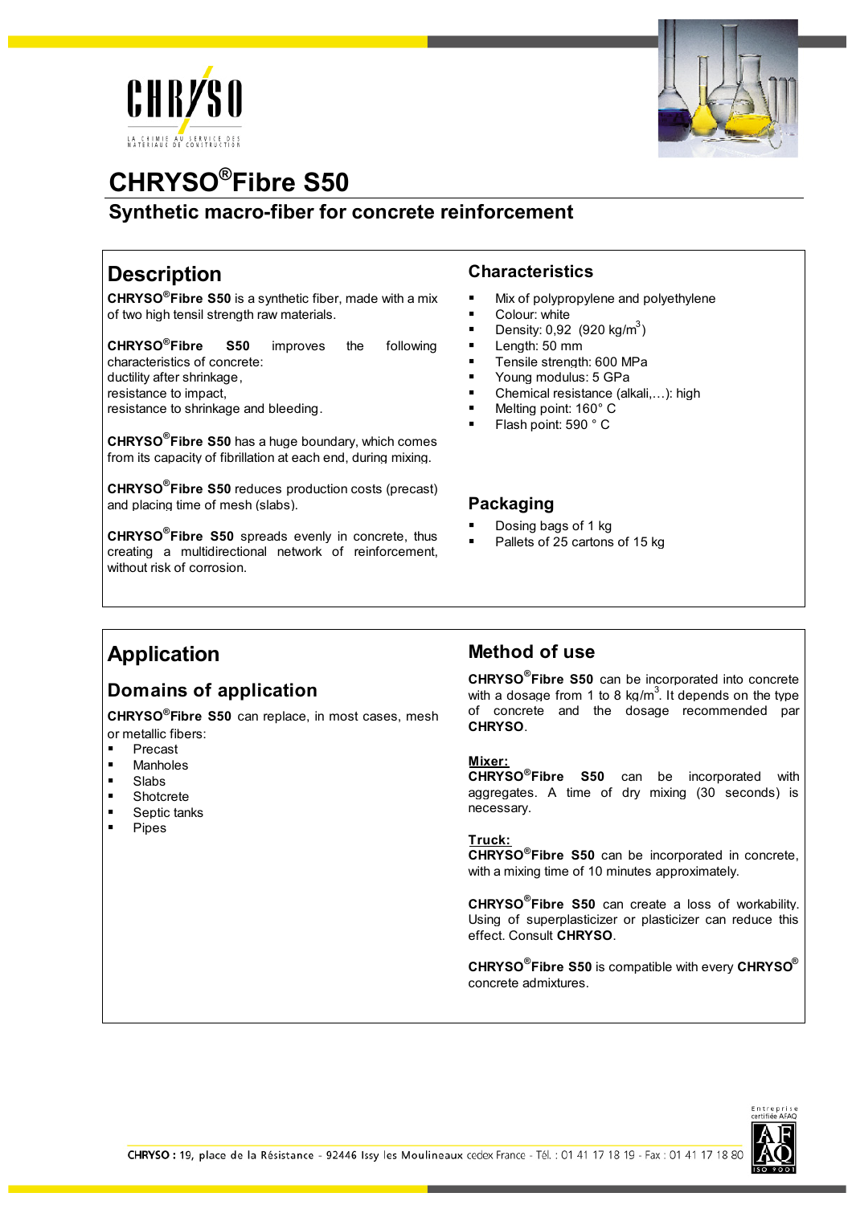# CHRYSO®Fibre S50

## Synthetic macro-fiber for concrete reinforcement

## Description

**CHRYSO®Fibre S50** is a synthetic fiber, made with a mix of two high tensil strength raw materials.

**CHRYSO®Fibre S50** improves the following characteristics of concrete:
ductility after shrinkage,
resistance to impact,
resistance to shrinkage and bleeding.

**CHRYSO®Fibre S50** has a huge boundary, which comes from its capacity of fibrillation at each end, during mixing.

**CHRYSO®Fibre S50** reduces production costs (precast) and placing time of mesh (slabs).

**CHRYSO®Fibre S50** spreads evenly in concrete, thus creating a multidirectional network of reinforcement, without risk of corrosion.

## Characteristics

- Mix of polypropylene and polyethylene
- Colour: white
- Density: 0,92 (920 kg/m$^3$)
- Length: 50 mm
- Tensile strength: 600 MPa
- Young modulus: 5 GPa
- Chemical resistance (alkali,…): high
- Melting point: 160° C
- Flash point: 590 ° C

## Packaging

- Dosing bags of 1 kg
- Pallets of 25 cartons of 15 kg

## Application

### Domains of application

**CHRYSO®Fibre S50** can replace, in most cases, mesh or metallic fibers:

- Precast
- Manholes
- Slabs
- Shotcrete
- Septic tanks
- Pipes

## Method of use

**CHRYSO®Fibre S50** can be incorporated into concrete with a dosage from 1 to 8 kg/m$^3$. It depends on the type of concrete and the dosage recommended par **CHRYSO**.

**Mixer:**
**CHRYSO®Fibre S50** can be incorporated with aggregates. A time of dry mixing (30 seconds) is necessary.

**Truck:**
**CHRYSO®Fibre S50** can be incorporated in concrete, with a mixing time of 10 minutes approximately.

**CHRYSO®Fibre S50** can create a loss of workability. Using of superplasticizer or plasticizer can reduce this effect. Consult **CHRYSO**.

**CHRYSO®Fibre S50** is compatible with every **CHRYSO®** concrete admixtures.

**CHRYSO :** 19, place de la Résistance - 92446 Issy les Moulineaux cedex France - Tél. : 01 41 17 18 19 - Fax : 01 41 17 18 80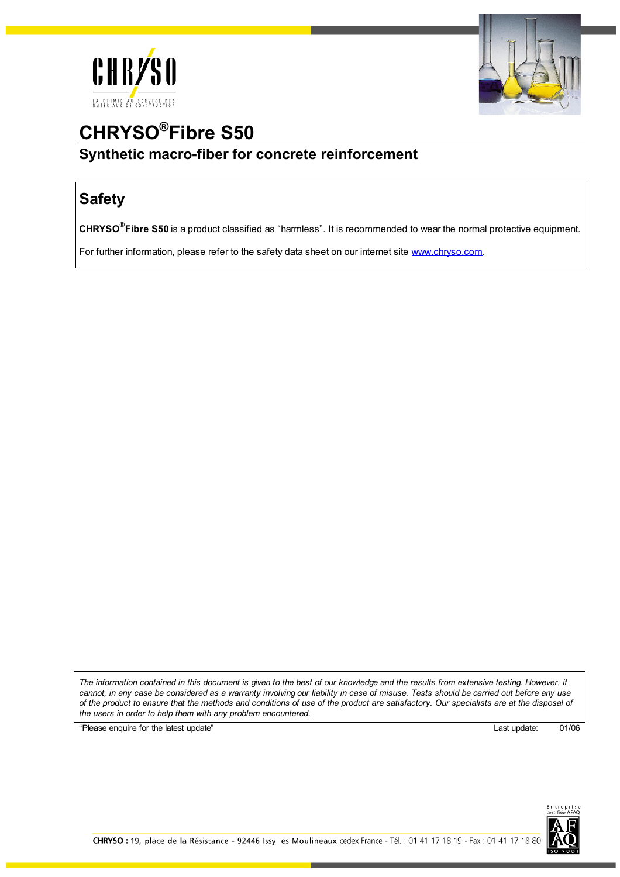# CHRYSO®Fibre S50

## Synthetic macro-fiber for concrete reinforcement

## Safety

**CHRYSO®Fibre S50** is a product classified as "harmless". It is recommended to wear the normal protective equipment.

For further information, please refer to the safety data sheet on our internet site www.chryso.com.

*The information contained in this document is given to the best of our knowledge and the results from extensive testing. However, it cannot, in any case be considered as a warranty involving our liability in case of misuse. Tests should be carried out before any use of the product to ensure that the methods and conditions of use of the product are satisfactory. Our specialists are at the disposal of the users in order to help them with any problem encountered.*

"Please enquire for the latest update" Last update: 01/06

**CHRYSO :** 19, place de la Résistance - 92446 Issy les Moulineaux cedex France - Tél. : 01 41 17 18 19 - Fax : 01 41 17 18 80